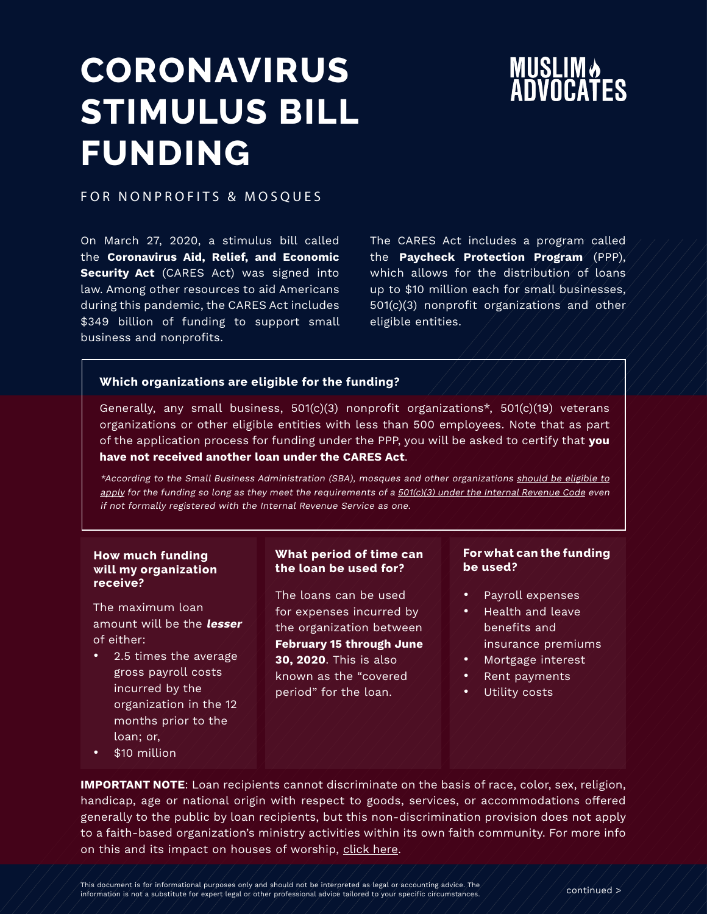# CORONAVIRUS STIMULUS BILL FUNDING

MUSLIM ADVOCATES

FOR NONPROFITS & MOSQUES

On March 27, 2020, a stimulus bill called the **Coronavirus Aid, Relief, and Economic Security Act** (CARES Act) was signed into law. Among other resources to aid Americans during this pandemic, the CARES Act includes $349 billion of funding to support small business and nonprofits.

The CARES Act includes a program called the **Paycheck Protection Program** (PPP), which allows for the distribution of loans up to $10 million each for small businesses, 501(c)(3) nonprofit organizations and other eligible entities.

### Which organizations are eligible for the funding?

Generally, any small business, 501(c)(3) nonprofit organizations*, 501(c)(19) veterans organizations or other eligible entities with less than 500 employees. Note that as part of the application process for funding under the PPP, you will be asked to certify that **you have not received another loan under the CARES Act**.

*\*According to the Small Business Administration (SBA), mosques and other organizations should be eligible to apply for the funding so long as they meet the requirements of a 501(c)(3) under the Internal Revenue Code even if not formally registered with the Internal Revenue Service as one.*

### How much funding will my organization receive?

The maximum loan amount will be the ***lesser*** of either:

- 2.5 times the average gross payroll costs incurred by the organization in the 12 months prior to the loan; or,
- $10 million

### What period of time can the loan be used for?

The loans can be used for expenses incurred by the organization between **February 15 through June 30, 2020**. This is also known as the "covered period" for the loan.

### For what can the funding be used?

- Payroll expenses
- Health and leave benefits and insurance premiums
- Mortgage interest
- Rent payments
- Utility costs

**IMPORTANT NOTE**: Loan recipients cannot discriminate on the basis of race, color, sex, religion, handicap, age or national origin with respect to goods, services, or accommodations offered generally to the public by loan recipients, but this non-discrimination provision does not apply to a faith-based organization's ministry activities within its own faith community. For more info on this and its impact on houses of worship, click here.

This document is for informational purposes only and should not be interpreted as legal or accounting advice. The information is not a substitute for expert legal or other professional advice tailored to your specific circumstances.

continued >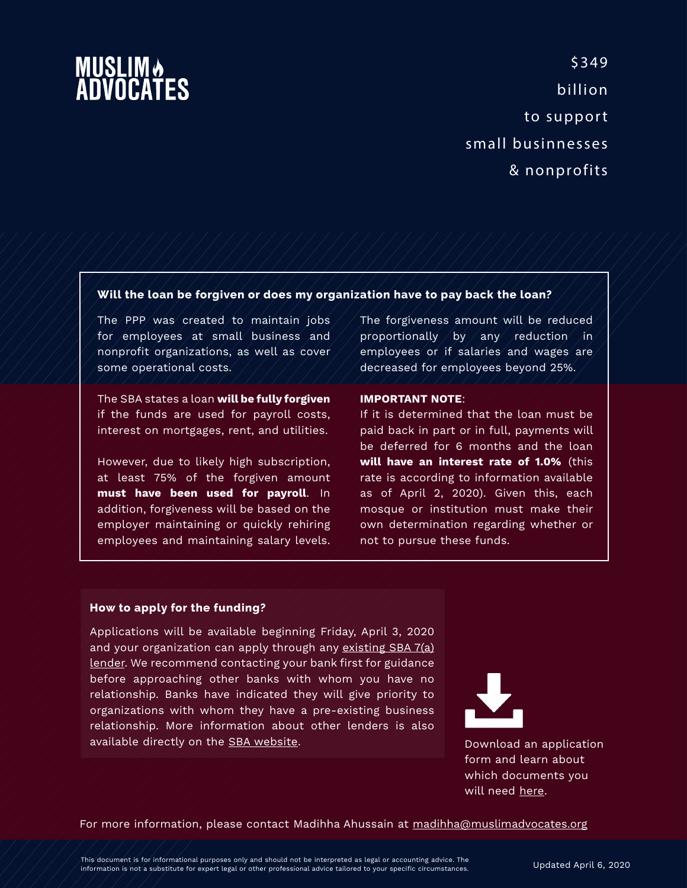**MUSLIM ADVOCATES**

$349 billion to support small businnesses & nonprofits

**Will the loan be forgiven or does my organization have to pay back the loan?**

The PPP was created to maintain jobs for employees at small business and nonprofit organizations, as well as cover some operational costs.

The SBA states a loan **will be fully forgiven** if the funds are used for payroll costs, interest on mortgages, rent, and utilities.

However, due to likely high subscription, at least 75% of the forgiven amount **must have been used for payroll**. In addition, forgiveness will be based on the employer maintaining or quickly rehiring employees and maintaining salary levels.

The forgiveness amount will be reduced proportionally by any reduction in employees or if salaries and wages are decreased for employees beyond 25%.

**IMPORTANT NOTE**:
If it is determined that the loan must be paid back in part or in full, payments will be deferred for 6 months and the loan **will have an interest rate of 1.0%** (this rate is according to information available as of April 2, 2020). Given this, each mosque or institution must make their own determination regarding whether or not to pursue these funds.

**How to apply for the funding?**

Applications will be available beginning Friday, April 3, 2020 and your organization can apply through any existing SBA 7(a) lender. We recommend contacting your bank first for guidance before approaching other banks with whom you have no relationship. Banks have indicated they will give priority to organizations with whom they have a pre-existing business relationship. More information about other lenders is also available directly on the SBA website.

Download an application form and learn about which documents you will need here.

For more information, please contact Madihha Ahussain at madihha@muslimadvocates.org

This document is for informational purposes only and should not be interpreted as legal or accounting advice. The information is not a substitute for expert legal or other professional advice tailored to your specific circumstances.

Updated April 6, 2020